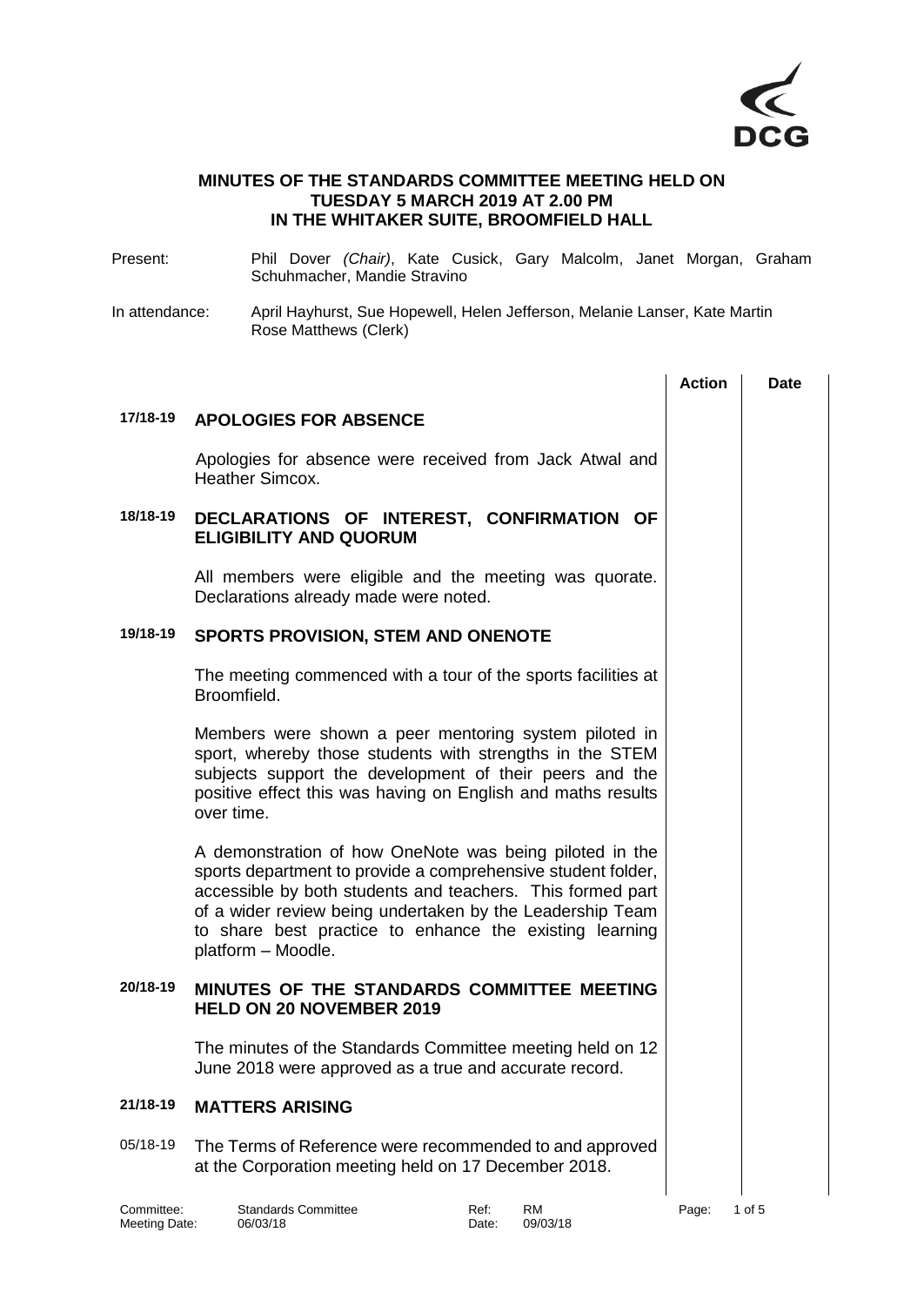**MINUTES OF THE STANDARDS COMMITTEE MEETING HELD ON TUESDAY 5 MARCH 2019 AT 2.00 PM IN THE WHITAKER SUITE, BROOMFIELD HALL**

Present: Phil Dover *(Chair)*, Kate Cusick, Gary Malcolm, Janet Morgan, Graham Schuhmacher, Mandie Stravino

In attendance: April Hayhurst, Sue Hopewell, Helen Jefferson, Melanie Lanser, Kate Martin Rose Matthews (Clerk)

| | | Action | Date |
|---|---|---|---|
| **17/18-19** | **APOLOGIES FOR ABSENCE** | | |
| | Apologies for absence were received from Jack Atwal and Heather Simcox. | | |
| **18/18-19** | **DECLARATIONS OF INTEREST, CONFIRMATION OF ELIGIBILITY AND QUORUM** | | |
| | All members were eligible and the meeting was quorate. Declarations already made were noted. | | |
| **19/18-19** | **SPORTS PROVISION, STEM AND ONENOTE** | | |
| | The meeting commenced with a tour of the sports facilities at Broomfield. | | |
| | Members were shown a peer mentoring system piloted in sport, whereby those students with strengths in the STEM subjects support the development of their peers and the positive effect this was having on English and maths results over time. | | |
| | A demonstration of how OneNote was being piloted in the sports department to provide a comprehensive student folder, accessible by both students and teachers. This formed part of a wider review being undertaken by the Leadership Team to share best practice to enhance the existing learning platform – Moodle. | | |
| **20/18-19** | **MINUTES OF THE STANDARDS COMMITTEE MEETING HELD ON 20 NOVEMBER 2019** | | |
| | The minutes of the Standards Committee meeting held on 12 June 2018 were approved as a true and accurate record. | | |
| **21/18-19** | **MATTERS ARISING** | | |
| 05/18-19 | The Terms of Reference were recommended to and approved at the Corporation meeting held on 17 December 2018. | | |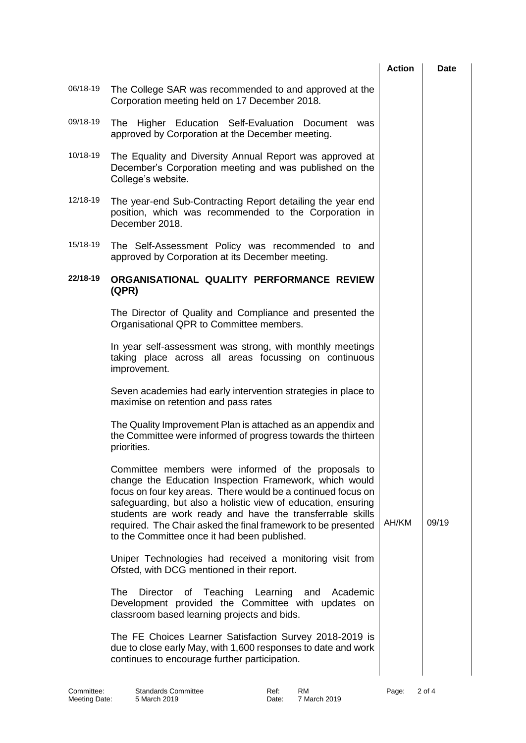| | | Action | Date |
|---|---|---|---|
| 06/18-19 | The College SAR was recommended to and approved at the Corporation meeting held on 17 December 2018. | | |
| 09/18-19 | The Higher Education Self-Evaluation Document was approved by Corporation at the December meeting. | | |
| 10/18-19 | The Equality and Diversity Annual Report was approved at December's Corporation meeting and was published on the College's website. | | |
| 12/18-19 | The year-end Sub-Contracting Report detailing the year end position, which was recommended to the Corporation in December 2018. | | |
| 15/18-19 | The Self-Assessment Policy was recommended to and approved by Corporation at its December meeting. | | |
| **22/18-19** | **ORGANISATIONAL QUALITY PERFORMANCE REVIEW (QPR)** | | |
| | The Director of Quality and Compliance and presented the Organisational QPR to Committee members. | | |
| | In year self-assessment was strong, with monthly meetings taking place across all areas focussing on continuous improvement. | | |
| | Seven academies had early intervention strategies in place to maximise on retention and pass rates | | |
| | The Quality Improvement Plan is attached as an appendix and the Committee were informed of progress towards the thirteen priorities. | | |
| | Committee members were informed of the proposals to change the Education Inspection Framework, which would focus on four key areas. There would be a continued focus on safeguarding, but also a holistic view of education, ensuring students are work ready and have the transferrable skills required. The Chair asked the final framework to be presented to the Committee once it had been published. | AH/KM | 09/19 |
| | Uniper Technologies had received a monitoring visit from Ofsted, with DCG mentioned in their report. | | |
| | The Director of Teaching Learning and Academic Development provided the Committee with updates on classroom based learning projects and bids. | | |
| | The FE Choices Learner Satisfaction Survey 2018-2019 is due to close early May, with 1,600 responses to date and work continues to encourage further participation. | | |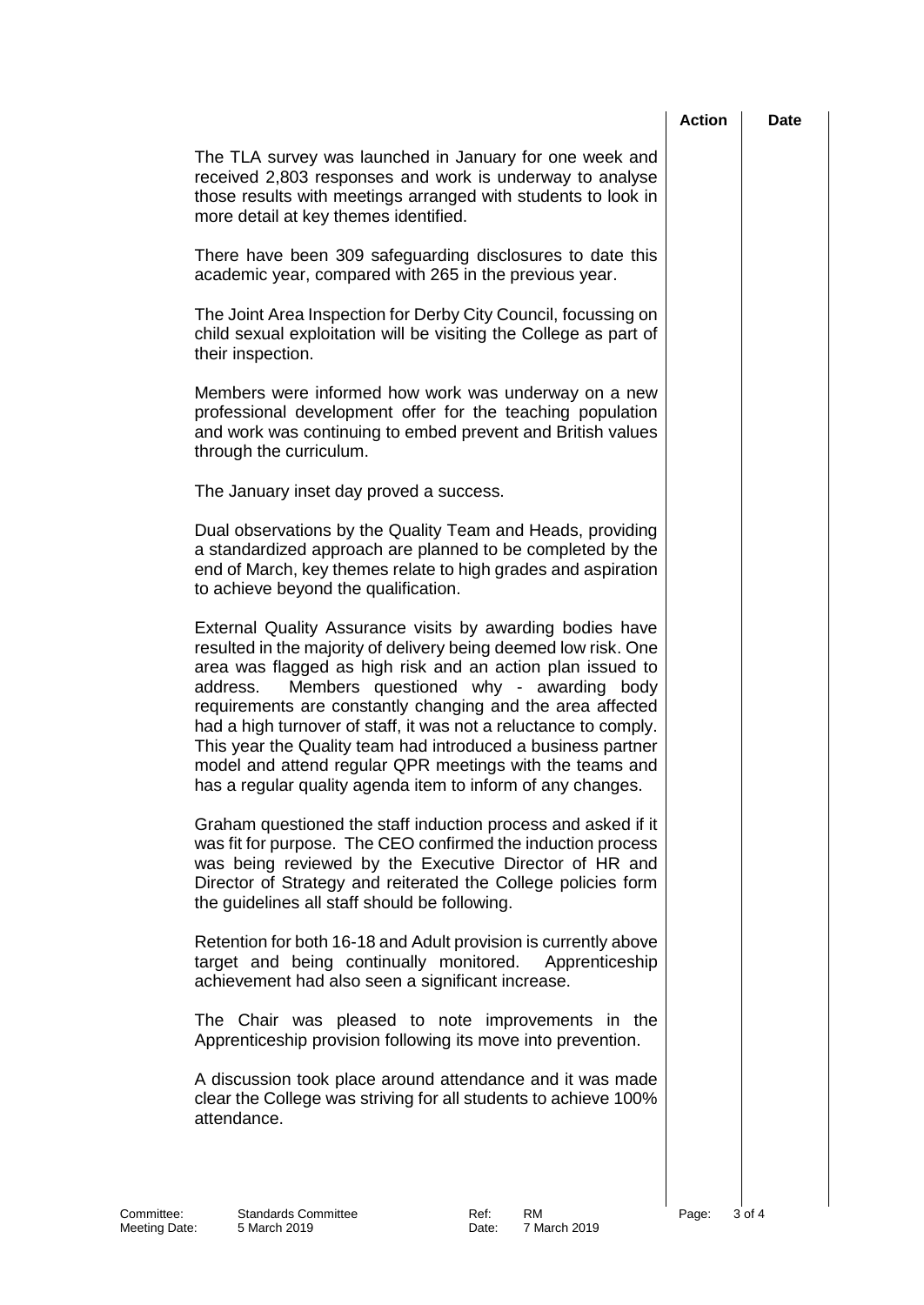| | Action | Date |
|---|---|---|
| The TLA survey was launched in January for one week and received 2,803 responses and work is underway to analyse those results with meetings arranged with students to look in more detail at key themes identified. | | |
| There have been 309 safeguarding disclosures to date this academic year, compared with 265 in the previous year. | | |
| The Joint Area Inspection for Derby City Council, focussing on child sexual exploitation will be visiting the College as part of their inspection. | | |
| Members were informed how work was underway on a new professional development offer for the teaching population and work was continuing to embed prevent and British values through the curriculum. | | |
| The January inset day proved a success. | | |
| Dual observations by the Quality Team and Heads, providing a standardized approach are planned to be completed by the end of March, key themes relate to high grades and aspiration to achieve beyond the qualification. | | |
| External Quality Assurance visits by awarding bodies have resulted in the majority of delivery being deemed low risk. One area was flagged as high risk and an action plan issued to address. Members questioned why - awarding body requirements are constantly changing and the area affected had a high turnover of staff, it was not a reluctance to comply. This year the Quality team had introduced a business partner model and attend regular QPR meetings with the teams and has a regular quality agenda item to inform of any changes. | | |
| Graham questioned the staff induction process and asked if it was fit for purpose. The CEO confirmed the induction process was being reviewed by the Executive Director of HR and Director of Strategy and reiterated the College policies form the guidelines all staff should be following. | | |
| Retention for both 16-18 and Adult provision is currently above target and being continually monitored. Apprenticeship achievement had also seen a significant increase. | | |
| The Chair was pleased to note improvements in the Apprenticeship provision following its move into prevention. | | |
| A discussion took place around attendance and it was made clear the College was striving for all students to achieve 100% attendance. | | |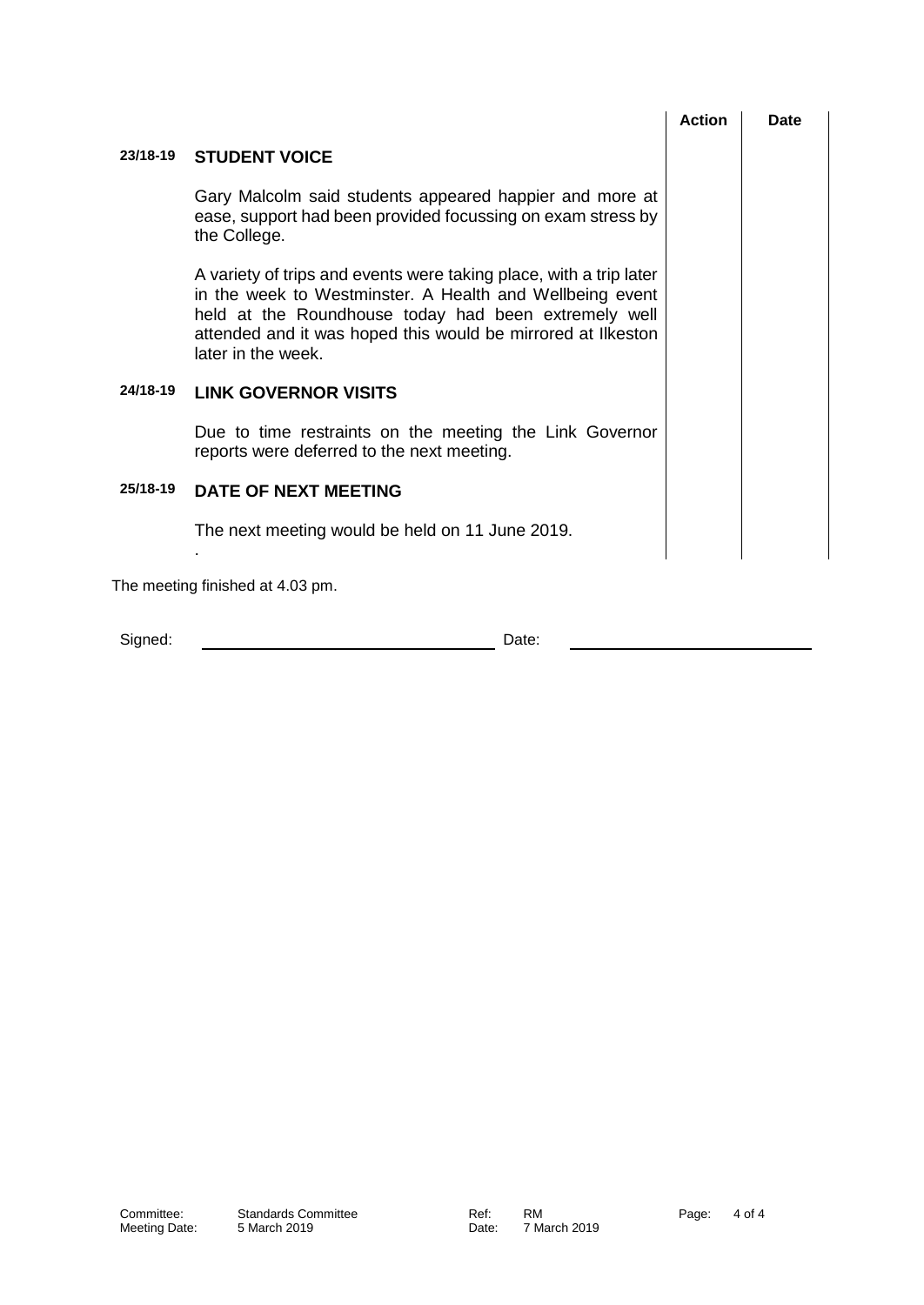| | | Action | Date |
|---|---|---|---|
| **23/18-19** | **STUDENT VOICE** | | |
| | Gary Malcolm said students appeared happier and more at ease, support had been provided focussing on exam stress by the College. | | |
| | A variety of trips and events were taking place, with a trip later in the week to Westminster. A Health and Wellbeing event held at the Roundhouse today had been extremely well attended and it was hoped this would be mirrored at Ilkeston later in the week. | | |
| **24/18-19** | **LINK GOVERNOR VISITS** | | |
| | Due to time restraints on the meeting the Link Governor reports were deferred to the next meeting. | | |
| **25/18-19** | **DATE OF NEXT MEETING** | | |
| | The next meeting would be held on 11 June 2019. | | |
| | . | | |

The meeting finished at 4.03 pm.

Signed: ______________________________ Date: ______________________________